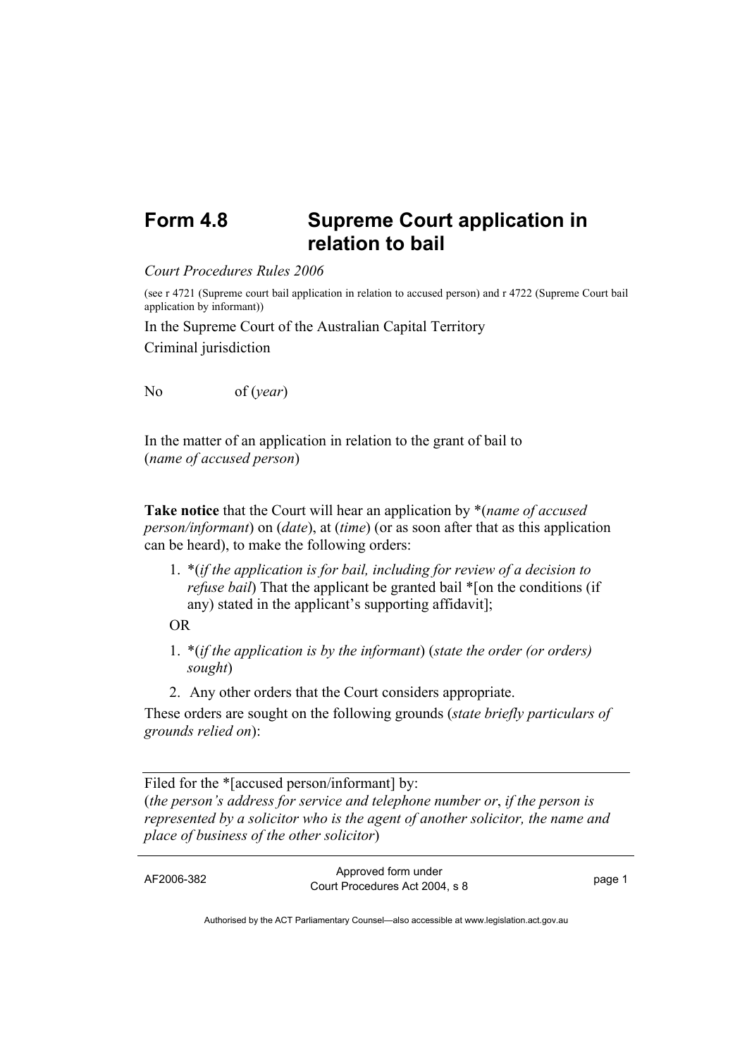# Form 4.8 Supreme Court application in relation to bail

*Court Procedures Rules 2006*

(see r 4721 (Supreme court bail application in relation to accused person) and r 4722 (Supreme Court bail application by informant))

In the Supreme Court of the Australian Capital Territory

Criminal jurisdiction

No of (*year*)

In the matter of an application in relation to the grant of bail to (*name of accused person*)

**Take notice** that the Court will hear an application by *(*name of accused person/informant*) on (*date*), at (*time*) (or as soon after that as this application can be heard), to make the following orders:

1. *(*if the application is for bail, including for review of a decision to refuse bail*) That the applicant be granted bail *[on the conditions (if any) stated in the applicant's supporting affidavit];

OR

1. *(*if the application is by the informant*) (*state the order (or orders) sought*)
2. Any other orders that the Court considers appropriate.

These orders are sought on the following grounds (*state briefly particulars of grounds relied on*):

---

Filed for the *[accused person/informant] by:
(*the person's address for service and telephone number or*, *if the person is represented by a solicitor who is the agent of another solicitor, the name and place of business of the other solicitor*)

---

AF2006-382 Approved form under Court Procedures Act 2004, s 8

Authorised by the ACT Parliamentary Counsel—also accessible at www.legislation.act.gov.au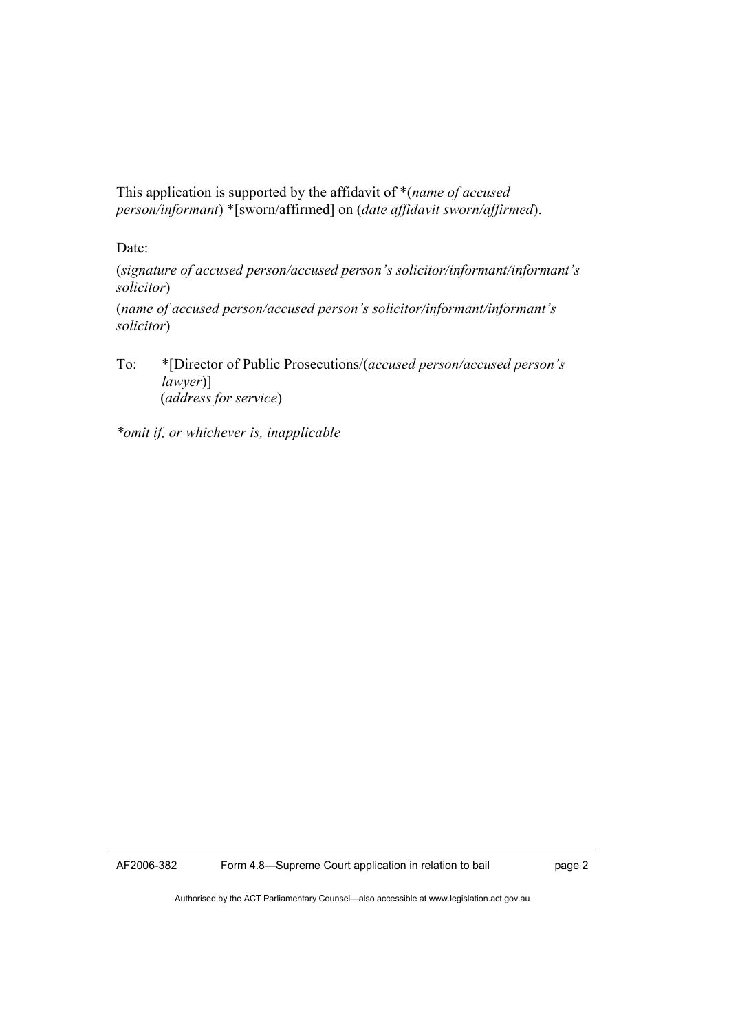This application is supported by the affidavit of *(*name of accused person/informant*) *[sworn/affirmed] on (*date affidavit sworn/affirmed*).

Date:

(*signature of accused person/accused person's solicitor/informant/informant's solicitor*)

(*name of accused person/accused person's solicitor/informant/informant's solicitor*)

To: *[Director of Public Prosecutions/(*accused person/accused person's lawyer*)]
(*address for service*)

**omit if, or whichever is, inapplicable*